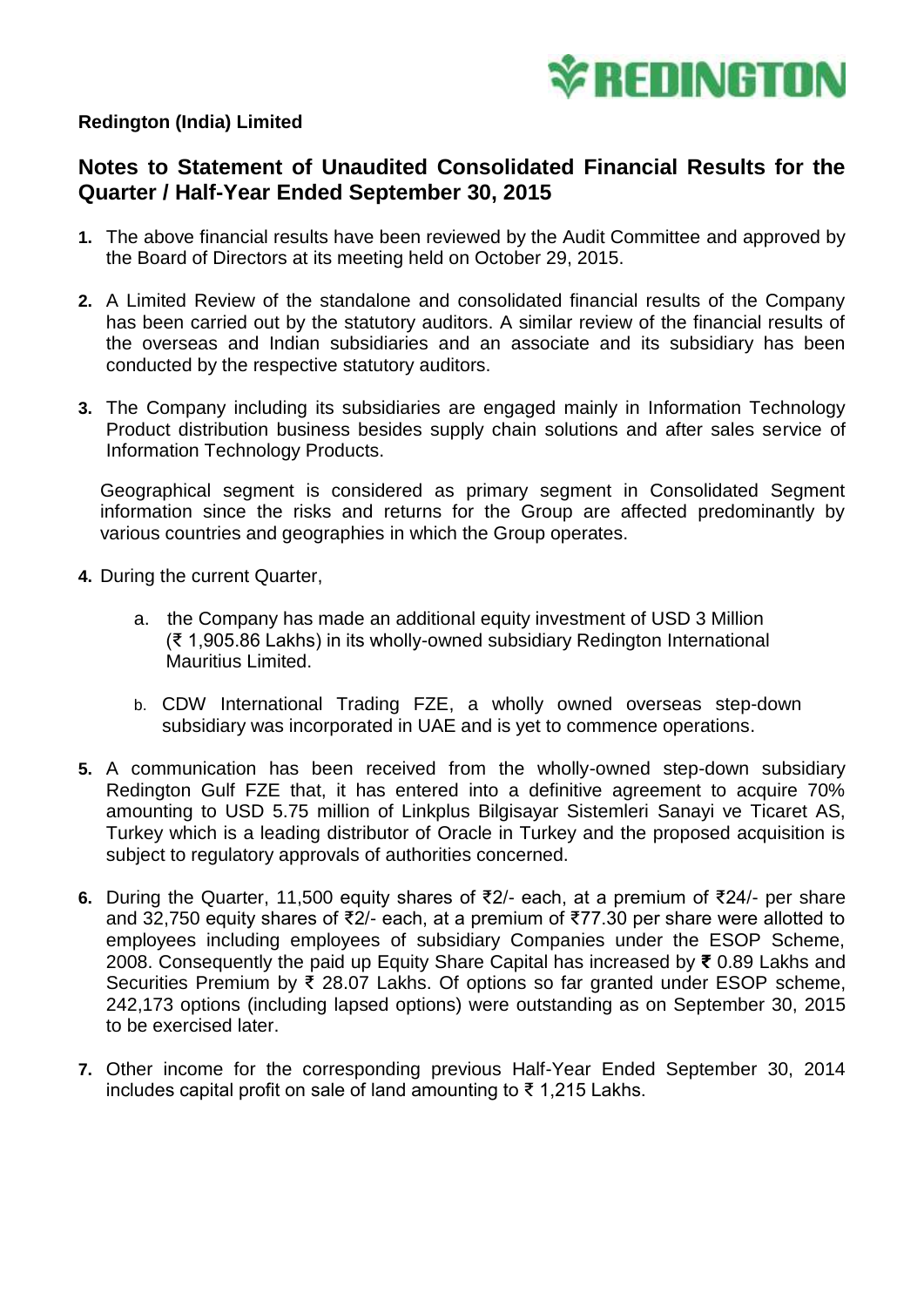**Redington (India) Limited**

## Notes to Statement of Unaudited Consolidated Financial Results for the Quarter / Half-Year Ended September 30, 2015

1. The above financial results have been reviewed by the Audit Committee and approved by the Board of Directors at its meeting held on October 29, 2015.

2. A Limited Review of the standalone and consolidated financial results of the Company has been carried out by the statutory auditors. A similar review of the financial results of the overseas and Indian subsidiaries and an associate and its subsidiary has been conducted by the respective statutory auditors.

3. The Company including its subsidiaries are engaged mainly in Information Technology Product distribution business besides supply chain solutions and after sales service of Information Technology Products.

   Geographical segment is considered as primary segment in Consolidated Segment information since the risks and returns for the Group are affected predominantly by various countries and geographies in which the Group operates.

4. During the current Quarter,

   a. the Company has made an additional equity investment of USD 3 Million (₹ 1,905.86 Lakhs) in its wholly-owned subsidiary Redington International Mauritius Limited.

   b. CDW International Trading FZE, a wholly owned overseas step-down subsidiary was incorporated in UAE and is yet to commence operations.

5. A communication has been received from the wholly-owned step-down subsidiary Redington Gulf FZE that, it has entered into a definitive agreement to acquire 70% amounting to USD 5.75 million of Linkplus Bilgisayar Sistemleri Sanayi ve Ticaret AS, Turkey which is a leading distributor of Oracle in Turkey and the proposed acquisition is subject to regulatory approvals of authorities concerned.

6. During the Quarter, 11,500 equity shares of ₹2/- each, at a premium of ₹24/- per share and 32,750 equity shares of ₹2/- each, at a premium of ₹77.30 per share were allotted to employees including employees of subsidiary Companies under the ESOP Scheme, 2008. Consequently the paid up Equity Share Capital has increased by **₹** 0.89 Lakhs and Securities Premium by ₹ 28.07 Lakhs. Of options so far granted under ESOP scheme, 242,173 options (including lapsed options) were outstanding as on September 30, 2015 to be exercised later.

7. Other income for the corresponding previous Half-Year Ended September 30, 2014 includes capital profit on sale of land amounting to ₹ 1,215 Lakhs.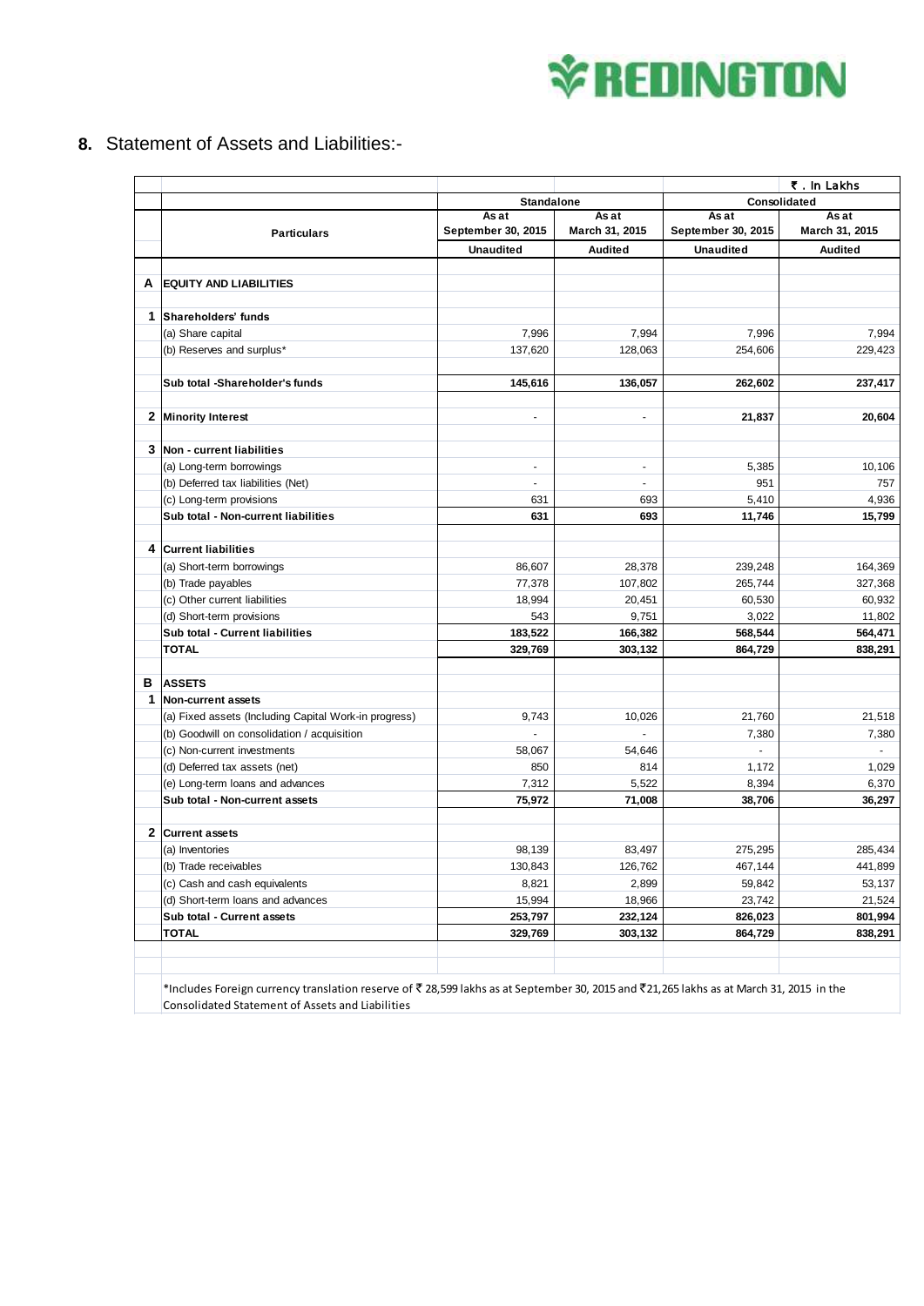## 8. Statement of Assets and Liabilities:-

| | Particulars | Standalone | | Consolidated | |
|---|---|---|---|---|---|
| | | | | | ₹ . In Lakhs |
| | | As at September 30, 2015 | As at March 31, 2015 | As at September 30, 2015 | As at March 31, 2015 |
| | | Unaudited | Audited | Unaudited | Audited |
| **A** | **EQUITY AND LIABILITIES** | | | | |
| **1** | **Shareholders' funds** | | | | |
| | (a) Share capital | 7,996 | 7,994 | 7,996 | 7,994 |
| | (b) Reserves and surplus* | 137,620 | 128,063 | 254,606 | 229,423 |
| | **Sub total -Shareholder's funds** | **145,616** | **136,057** | **262,602** | **237,417** |
| **2** | **Minority Interest** | - | - | **21,837** | **20,604** |
| **3** | **Non - current liabilities** | | | | |
| | (a) Long-term borrowings | - | - | 5,385 | 10,106 |
| | (b) Deferred tax liabilities (Net) | - | - | 951 | 757 |
| | (c) Long-term provisions | 631 | 693 | 5,410 | 4,936 |
| | **Sub total - Non-current liabilities** | **631** | **693** | **11,746** | **15,799** |
| **4** | **Current liabilities** | | | | |
| | (a) Short-term borrowings | 86,607 | 28,378 | 239,248 | 164,369 |
| | (b) Trade payables | 77,378 | 107,802 | 265,744 | 327,368 |
| | (c) Other current liabilities | 18,994 | 20,451 | 60,530 | 60,932 |
| | (d) Short-term provisions | 543 | 9,751 | 3,022 | 11,802 |
| | **Sub total - Current liabilities** | **183,522** | **166,382** | **568,544** | **564,471** |
| | **TOTAL** | **329,769** | **303,132** | **864,729** | **838,291** |
| **B** | **ASSETS** | | | | |
| **1** | **Non-current assets** | | | | |
| | (a) Fixed assets (Including Capital Work-in progress) | 9,743 | 10,026 | 21,760 | 21,518 |
| | (b) Goodwill on consolidation / acquisition | - | - | 7,380 | 7,380 |
| | (c) Non-current investments | 58,067 | 54,646 | - | - |
| | (d) Deferred tax assets (net) | 850 | 814 | 1,172 | 1,029 |
| | (e) Long-term loans and advances | 7,312 | 5,522 | 8,394 | 6,370 |
| | **Sub total - Non-current assets** | **75,972** | **71,008** | **38,706** | **36,297** |
| **2** | **Current assets** | | | | |
| | (a) Inventories | 98,139 | 83,497 | 275,295 | 285,434 |
| | (b) Trade receivables | 130,843 | 126,762 | 467,144 | 441,899 |
| | (c) Cash and cash equivalents | 8,821 | 2,899 | 59,842 | 53,137 |
| | (d) Short-term loans and advances | 15,994 | 18,966 | 23,742 | 21,524 |
| | **Sub total - Current assets** | **253,797** | **232,124** | **826,023** | **801,994** |
| | **TOTAL** | **329,769** | **303,132** | **864,729** | **838,291** |

*Includes Foreign currency translation reserve of ₹ 28,599 lakhs as at September 30, 2015 and ₹21,265 lakhs as at March 31, 2015 in the Consolidated Statement of Assets and Liabilities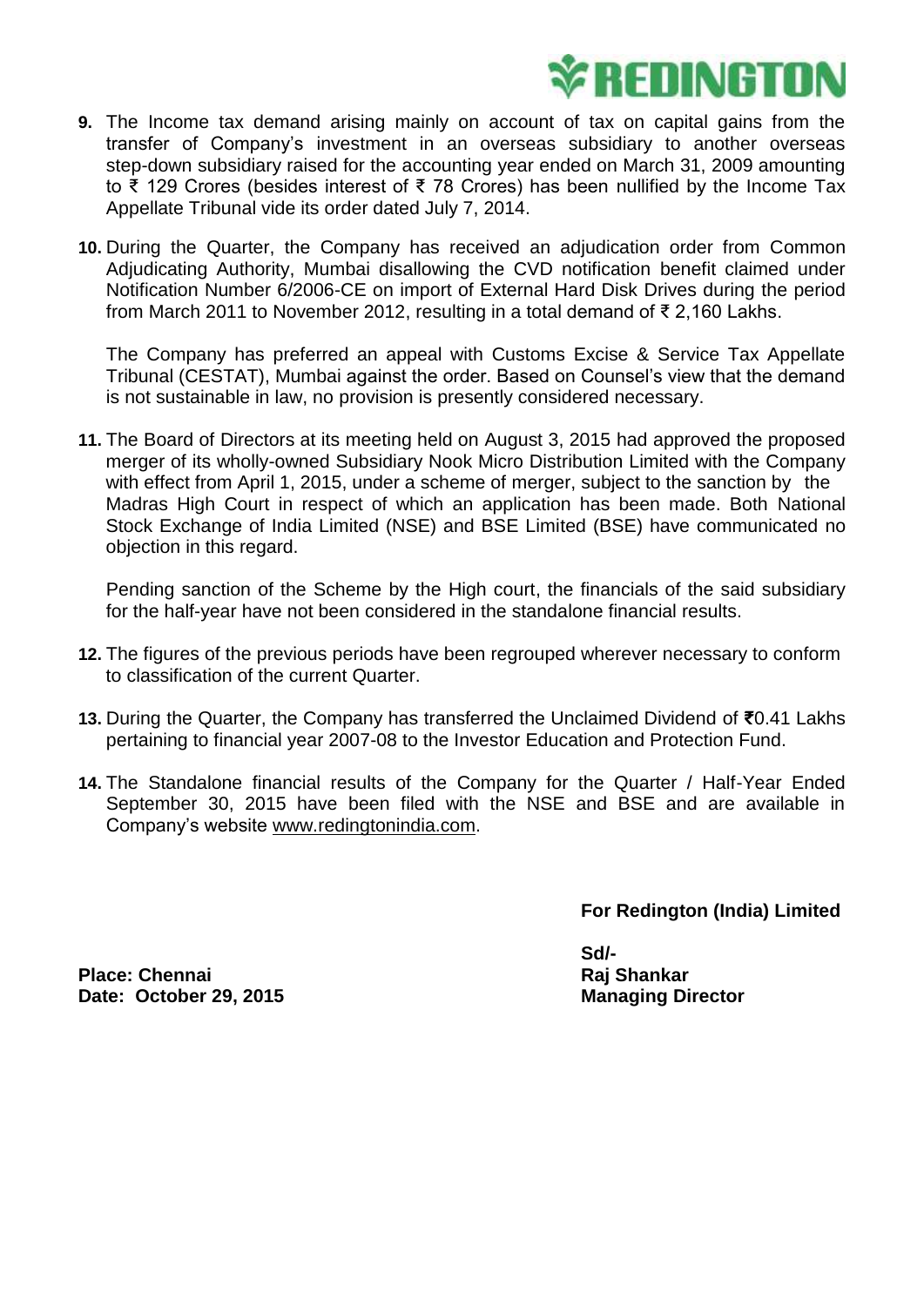9. The Income tax demand arising mainly on account of tax on capital gains from the transfer of Company's investment in an overseas subsidiary to another overseas step-down subsidiary raised for the accounting year ended on March 31, 2009 amounting to ₹ 129 Crores (besides interest of ₹ 78 Crores) has been nullified by the Income Tax Appellate Tribunal vide its order dated July 7, 2014.

10. During the Quarter, the Company has received an adjudication order from Common Adjudicating Authority, Mumbai disallowing the CVD notification benefit claimed under Notification Number 6/2006-CE on import of External Hard Disk Drives during the period from March 2011 to November 2012, resulting in a total demand of ₹ 2,160 Lakhs.

    The Company has preferred an appeal with Customs Excise & Service Tax Appellate Tribunal (CESTAT), Mumbai against the order. Based on Counsel's view that the demand is not sustainable in law, no provision is presently considered necessary.

11. The Board of Directors at its meeting held on August 3, 2015 had approved the proposed merger of its wholly-owned Subsidiary Nook Micro Distribution Limited with the Company with effect from April 1, 2015, under a scheme of merger, subject to the sanction by the Madras High Court in respect of which an application has been made. Both National Stock Exchange of India Limited (NSE) and BSE Limited (BSE) have communicated no objection in this regard.

    Pending sanction of the Scheme by the High court, the financials of the said subsidiary for the half-year have not been considered in the standalone financial results.

12. The figures of the previous periods have been regrouped wherever necessary to conform to classification of the current Quarter.

13. During the Quarter, the Company has transferred the Unclaimed Dividend of ₹0.41 Lakhs pertaining to financial year 2007-08 to the Investor Education and Protection Fund.

14. The Standalone financial results of the Company for the Quarter / Half-Year Ended September 30, 2015 have been filed with the NSE and BSE and are available in Company's website www.redingtonindia.com.

**For Redington (India) Limited**

**Sd/-**
**Raj Shankar**
**Managing Director**

**Place: Chennai**
**Date: October 29, 2015**